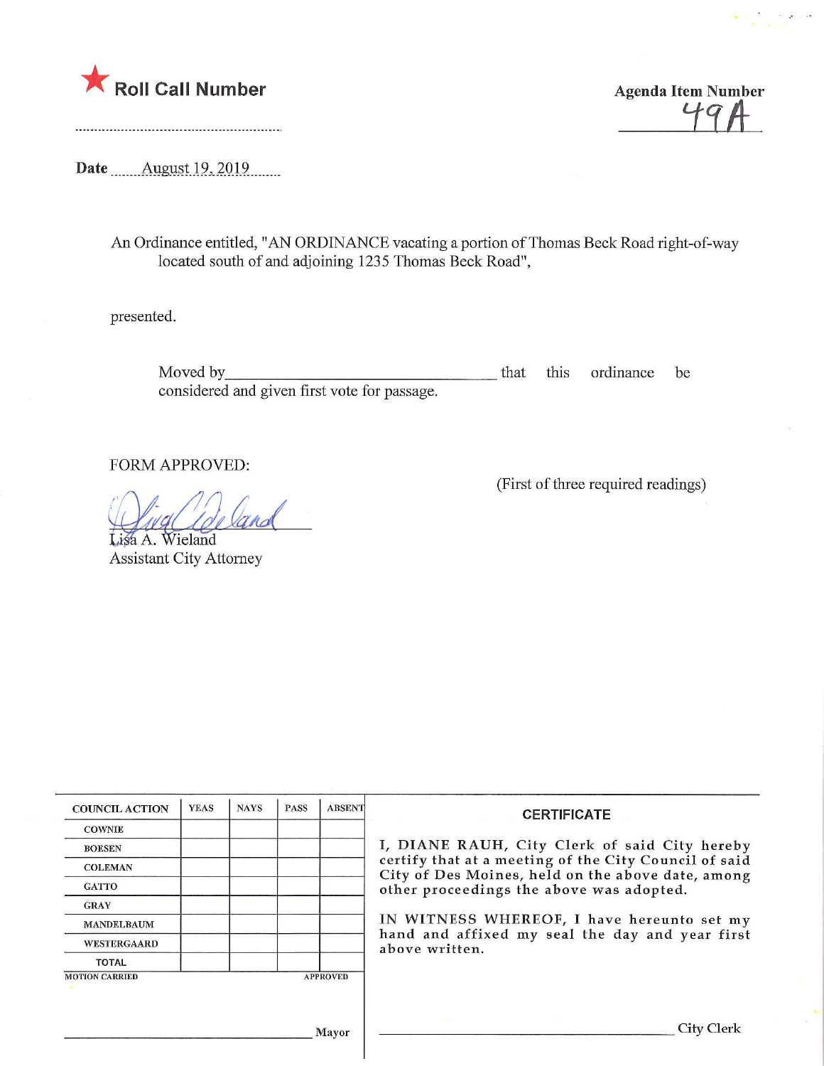★ **Roll Call Number**

..........................................................

**Agenda Item Number**

49A

**Date** August 19, 2019

An Ordinance entitled, "AN ORDINANCE vacating a portion of Thomas Beck Road right-of-way located south of and adjoining 1235 Thomas Beck Road",

presented.

Moved by\_\_\_\_\_\_\_\_\_\_\_\_\_\_\_\_\_\_\_\_\_\_\_\_\_\_\_\_\_\_ that this ordinance be considered and given first vote for passage.

FORM APPROVED:

(First of three required readings)

Lisa A. Wieland
Assistant City Attorney

| COUNCIL ACTION | YEAS | NAYS | PASS | ABSENT |
|---|---|---|---|---|
| COWNIE | | | | |
| BOESEN | | | | |
| COLEMAN | | | | |
| GATTO | | | | |
| GRAY | | | | |
| MANDELBAUM | | | | |
| WESTERGAARD | | | | |
| TOTAL | | | | |
| MOTION CARRIED | | | | APPROVED |

\_\_\_\_\_\_\_\_\_\_\_\_\_\_\_\_\_\_\_\_\_\_\_\_\_\_\_\_\_\_ Mayor

**CERTIFICATE**

I, DIANE RAUH, City Clerk of said City hereby certify that at a meeting of the City Council of said City of Des Moines, held on the above date, among other proceedings the above was adopted.

IN WITNESS WHEREOF, I have hereunto set my hand and affixed my seal the day and year first above written.

\_\_\_\_\_\_\_\_\_\_\_\_\_\_\_\_\_\_\_\_\_\_\_\_\_\_\_\_\_\_ City Clerk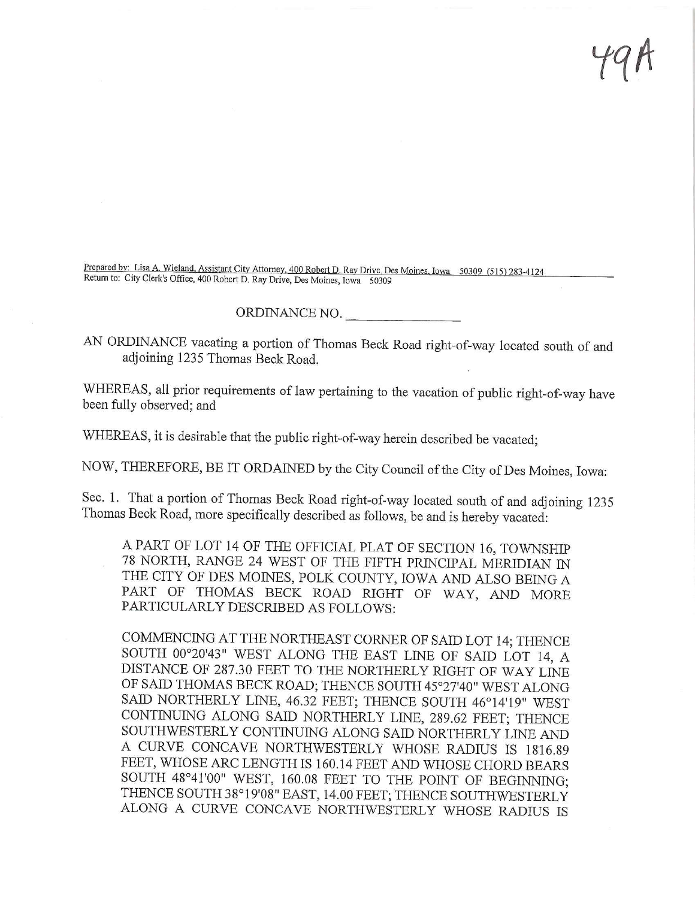49A

Prepared by: Lisa A. Wieland, Assistant City Attorney, 400 Robert D. Ray Drive, Des Moines, Iowa 50309 (515) 283-4124
Return to: City Clerk's Office, 400 Robert D. Ray Drive, Des Moines, Iowa 50309

ORDINANCE NO. ______________

AN ORDINANCE vacating a portion of Thomas Beck Road right-of-way located south of and adjoining 1235 Thomas Beck Road.

WHEREAS, all prior requirements of law pertaining to the vacation of public right-of-way have been fully observed; and

WHEREAS, it is desirable that the public right-of-way herein described be vacated;

NOW, THEREFORE, BE IT ORDAINED by the City Council of the City of Des Moines, Iowa:

Sec. 1. That a portion of Thomas Beck Road right-of-way located south of and adjoining 1235 Thomas Beck Road, more specifically described as follows, be and is hereby vacated:

> A PART OF LOT 14 OF THE OFFICIAL PLAT OF SECTION 16, TOWNSHIP 78 NORTH, RANGE 24 WEST OF THE FIFTH PRINCIPAL MERIDIAN IN THE CITY OF DES MOINES, POLK COUNTY, IOWA AND ALSO BEING A PART OF THOMAS BECK ROAD RIGHT OF WAY, AND MORE PARTICULARLY DESCRIBED AS FOLLOWS:
>
> COMMENCING AT THE NORTHEAST CORNER OF SAID LOT 14; THENCE SOUTH 00°20'43" WEST ALONG THE EAST LINE OF SAID LOT 14, A DISTANCE OF 287.30 FEET TO THE NORTHERLY RIGHT OF WAY LINE OF SAID THOMAS BECK ROAD; THENCE SOUTH 45°27'40" WEST ALONG SAID NORTHERLY LINE, 46.32 FEET; THENCE SOUTH 46°14'19" WEST CONTINUING ALONG SAID NORTHERLY LINE, 289.62 FEET; THENCE SOUTHWESTERLY CONTINUING ALONG SAID NORTHERLY LINE AND A CURVE CONCAVE NORTHWESTERLY WHOSE RADIUS IS 1816.89 FEET, WHOSE ARC LENGTH IS 160.14 FEET AND WHOSE CHORD BEARS SOUTH 48°41'00" WEST, 160.08 FEET TO THE POINT OF BEGINNING; THENCE SOUTH 38°19'08" EAST, 14.00 FEET; THENCE SOUTHWESTERLY ALONG A CURVE CONCAVE NORTHWESTERLY WHOSE RADIUS IS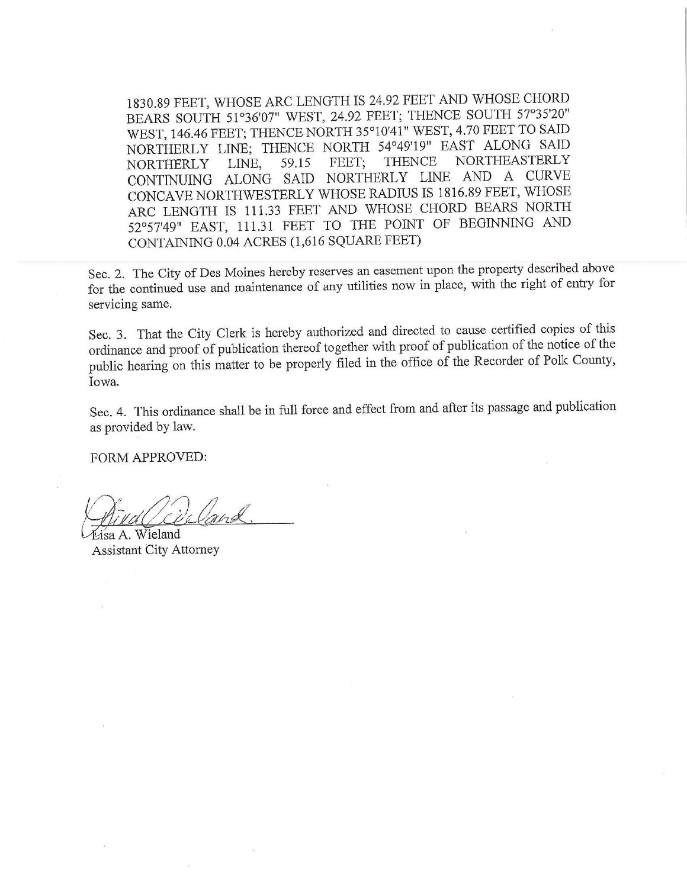1830.89 FEET, WHOSE ARC LENGTH IS 24.92 FEET AND WHOSE CHORD BEARS SOUTH 51°36'07" WEST, 24.92 FEET; THENCE SOUTH 57°35'20" WEST, 146.46 FEET; THENCE NORTH 35°10'41" WEST, 4.70 FEET TO SAID NORTHERLY LINE; THENCE NORTH 54°49'19" EAST ALONG SAID NORTHERLY LINE, 59.15 FEET; THENCE NORTHEASTERLY CONTINUING ALONG SAID NORTHERLY LINE AND A CURVE CONCAVE NORTHWESTERLY WHOSE RADIUS IS 1816.89 FEET, WHOSE ARC LENGTH IS 111.33 FEET AND WHOSE CHORD BEARS NORTH 52°57'49" EAST, 111.31 FEET TO THE POINT OF BEGINNING AND CONTAINING 0.04 ACRES (1,616 SQUARE FEET)

Sec. 2. The City of Des Moines hereby reserves an easement upon the property described above for the continued use and maintenance of any utilities now in place, with the right of entry for servicing same.

Sec. 3. That the City Clerk is hereby authorized and directed to cause certified copies of this ordinance and proof of publication thereof together with proof of publication of the notice of the public hearing on this matter to be properly filed in the office of the Recorder of Polk County, Iowa.

Sec. 4. This ordinance shall be in full force and effect from and after its passage and publication as provided by law.

FORM APPROVED:

Lisa A. Wieland
Assistant City Attorney